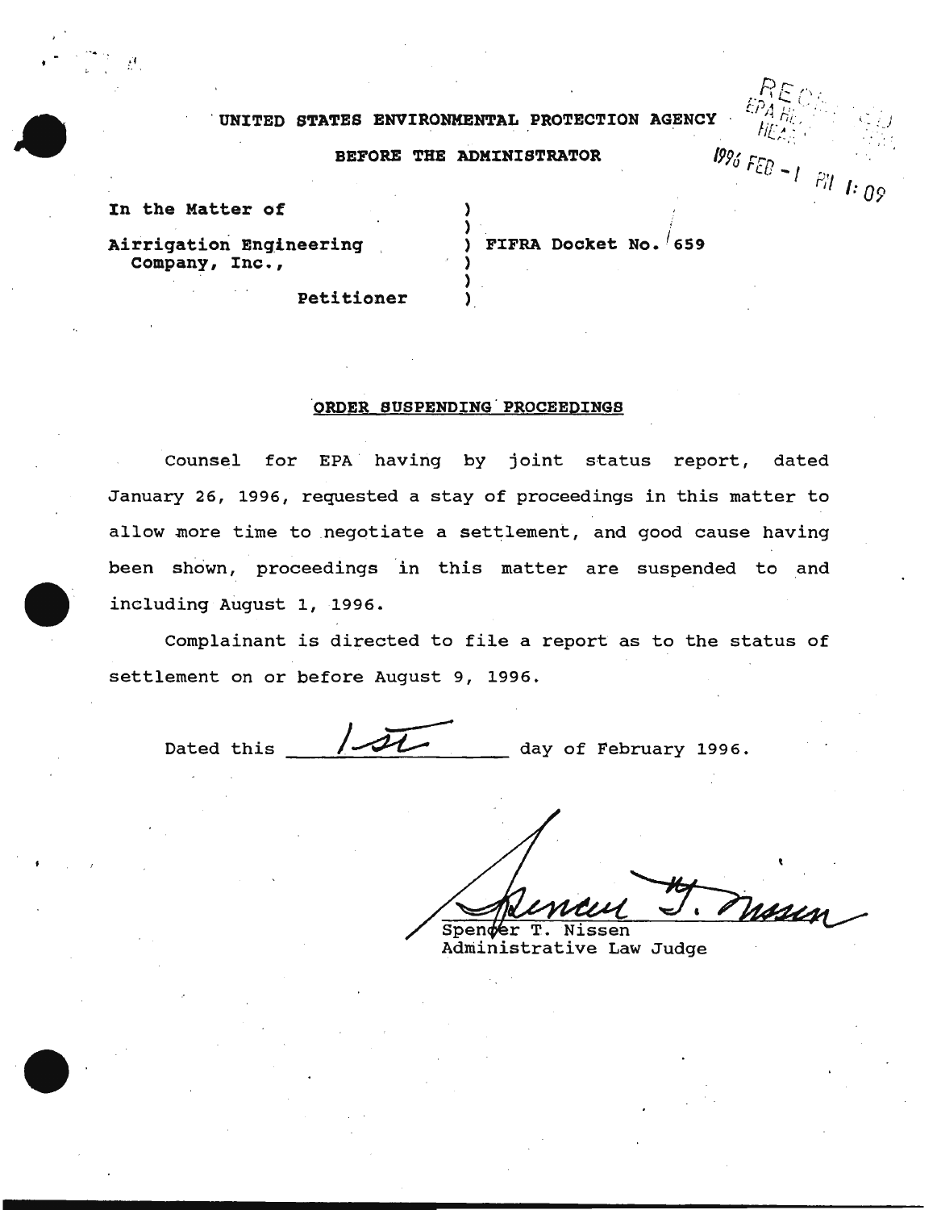UNITED STATES ENVIRONMENTAL PROTECTION AGENCY

BEFORE THE ADMINISTRATOR

1996 FEB -1 PM 1:09

| | | |
|---|---|---|
| In the Matter of | ) | |
| | ) | |
| Airrigation Engineering Company, Inc., | ) | FIFRA Docket No. 659 |
| | ) | |
| | ) | |
| Petitioner | ) | |

**ORDER SUSPENDING PROCEEDINGS**

Counsel for EPA having by joint status report, dated January 26, 1996, requested a stay of proceedings in this matter to allow more time to negotiate a settlement, and good cause having been shown, proceedings in this matter are suspended to and including August 1, 1996.

Complainant is directed to file a report as to the status of settlement on or before August 9, 1996.

Dated this 1st day of February 1996.

Spencer T. Nissen
Administrative Law Judge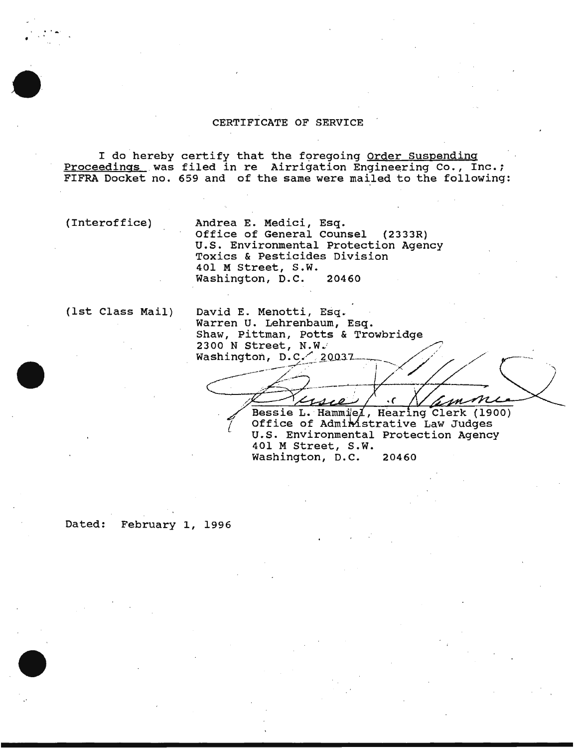## CERTIFICATE OF SERVICE

I do hereby certify that the foregoing Order Suspending Proceedings was filed in re Airrigation Engineering Co., Inc.; FIFRA Docket no. 659 and of the same were mailed to the following:

(Interoffice)

Andrea E. Medici, Esq.
Office of General Counsel (2333R)
U.S. Environmental Protection Agency
Toxics & Pesticides Division
401 M Street, S.W.
Washington, D.C. 20460

(1st Class Mail)

David E. Menotti, Esq.
Warren U. Lehrenbaum, Esq.
Shaw, Pittman, Potts & Trowbridge
2300 N Street, N.W.
Washington, D.C. 20037

Bessie L. Hammiel, Hearing Clerk (1900)
Office of Administrative Law Judges
U.S. Environmental Protection Agency
401 M Street, S.W.
Washington, D.C. 20460

Dated: February 1, 1996